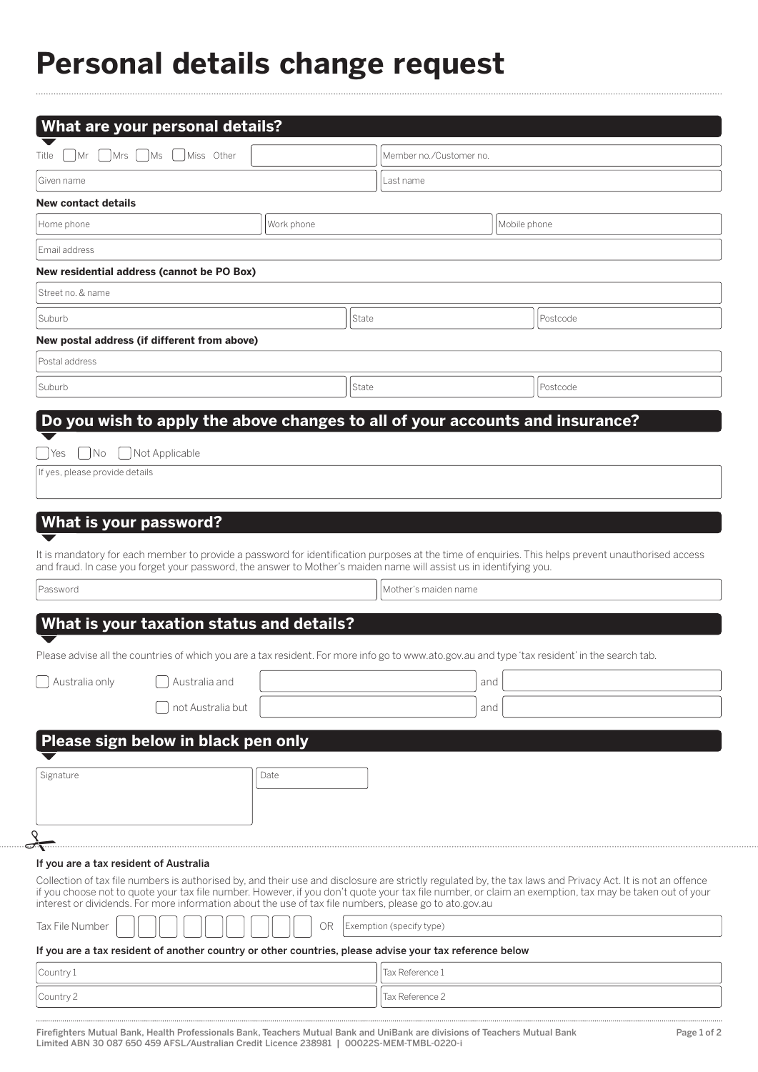# Personal details change request

## What are your personal details?

Title ☐ Mr ☐ Mrs ☐ Ms ☐ Miss Other

| | |
|---|---|
| Title Other: | Member no./Customer no. |
| Given name | Last name |

**New contact details**

| | | |
|---|---|---|
| Home phone | Work phone | Mobile phone |

Email address

**New residential address (cannot be PO Box)**

Street no. & name

| | | |
|---|---|---|
| Suburb | State | Postcode |

**New postal address (if different from above)**

Postal address

| | | |
|---|---|---|
| Suburb | State | Postcode |

## Do you wish to apply the above changes to all of your accounts and insurance?

☐ Yes ☐ No ☐ Not Applicable

If yes, please provide details

## What is your password?

It is mandatory for each member to provide a password for identification purposes at the time of enquiries. This helps prevent unauthorised access and fraud. In case you forget your password, the answer to Mother's maiden name will assist us in identifying you.

| | |
|---|---|
| Password | Mother's maiden name |

## What is your taxation status and details?

Please advise all the countries of which you are a tax resident. For more info go to www.ato.gov.au and type 'tax resident' in the search tab.

☐ Australia only ☐ Australia and ________ and ________

☐ not Australia but ________ and ________

## Please sign below in black pen only

| | |
|---|---|
| Signature | Date |

---

**If you are a tax resident of Australia**

Collection of tax file numbers is authorised by, and their use and disclosure are strictly regulated by, the tax laws and Privacy Act. It is not an offence if you choose not to quote your tax file number. However, if you don't quote your tax file number, or claim an exemption, tax may be taken out of your interest or dividends. For more information about the use of tax file numbers, please go to ato.gov.au

Tax File Number ☐☐☐ ☐☐☐ ☐☐☐ OR Exemption (specify type)

**If you are a tax resident of another country or other countries, please advise your tax reference below**

| | |
|---|---|
| Country 1 | Tax Reference 1 |
| Country 2 | Tax Reference 2 |

Firefighters Mutual Bank, Health Professionals Bank, Teachers Mutual Bank and UniBank are divisions of Teachers Mutual Bank Limited ABN 30 087 650 459 AFSL/Australian Credit Licence 238981 | 00022S-MEM-TMBL-0220-i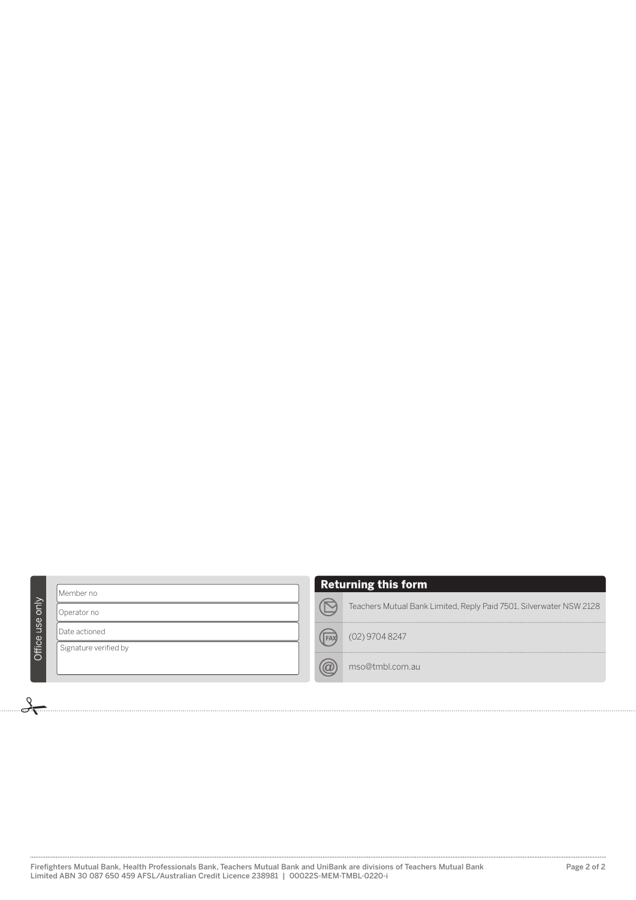Office use only

| | |
|---|---|
| Member no | |
| Operator no | |
| Date actioned | |
| Signature verified by | |

## Returning this form

Teachers Mutual Bank Limited, Reply Paid 7501, Silverwater NSW 2128

(02) 9704 8247

mso@tmbl.com.au

Firefighters Mutual Bank, Health Professionals Bank, Teachers Mutual Bank and UniBank are divisions of Teachers Mutual Bank Limited ABN 30 087 650 459 AFSL/Australian Credit Licence 238981 | 00022S-MEM-TMBL-0220-i